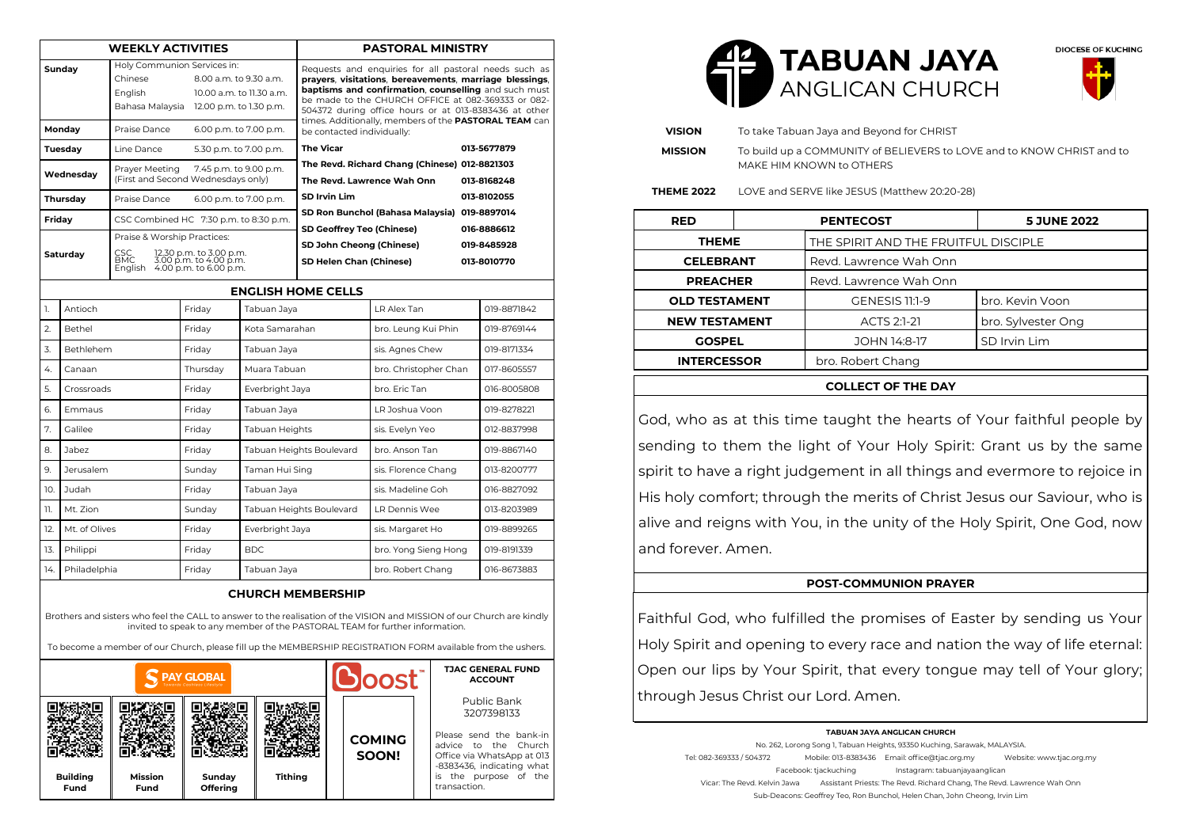## WEEKLY ACTIVITIES

| Day | Activity | Time |
|---|---|---|
| Sunday | Holy Communion Services in: | |
| | Chinese | 8.00 a.m. to 9.30 a.m. |
| | English | 10.00 a.m. to 11.30 a.m. |
| | Bahasa Malaysia | 12.00 p.m. to 1.30 p.m. |
| Monday | Praise Dance | 6.00 p.m. to 7.00 p.m. |
| Tuesday | Line Dance | 5.30 p.m. to 7.00 p.m. |
| Wednesday | Prayer Meeting (First and Second Wednesdays only) | 7.45 p.m. to 9.00 p.m. |
| Thursday | Praise Dance | 6.00 p.m. to 7.00 p.m. |
| Friday | CSC Combined HC | 7.30 p.m. to 8.30 p.m. |
| Saturday | Praise & Worship Practices: | |
| | CSC | 12.30 p.m. to 3.00 p.m. |
| | BMC | 3.00 p.m. to 4.00 p.m. |
| | English | 4.00 p.m. to 6.00 p.m. |

## PASTORAL MINISTRY

Requests and enquiries for all pastoral needs such as **prayers**, **visitations**, **bereavements**, **marriage blessings**, **baptisms and confirmation**, **counselling** and such must be made to the CHURCH OFFICE at 082-369333 or 082-504372 during office hours or at 013-8383436 at other times. Additionally, members of the **PASTORAL TEAM** can be contacted individually:

| Name | Contact |
|---|---|
| **The Vicar** | 013-5677879 |
| **The Revd. Richard Chang (Chinese)** | 012-8821303 |
| **The Revd. Lawrence Wah Onn** | 013-8168248 |
| **SD Irvin Lim** | 013-8102055 |
| **SD Ron Bunchol (Bahasa Malaysia)** | 019-8897014 |
| **SD Geoffrey Teo (Chinese)** | 016-8886612 |
| **SD John Cheong (Chinese)** | 019-8485928 |
| **SD Helen Chan (Chinese)** | 013-8010770 |

## ENGLISH HOME CELLS

| No. | Cell | Day | Location | Leader | Contact |
|---|---|---|---|---|---|
| 1. | Antioch | Friday | Tabuan Jaya | LR Alex Tan | 019-8871842 |
| 2. | Bethel | Friday | Kota Samarahan | bro. Leung Kui Phin | 019-8769144 |
| 3. | Bethlehem | Friday | Tabuan Jaya | sis. Agnes Chew | 019-8171334 |
| 4. | Canaan | Thursday | Muara Tabuan | bro. Christopher Chan | 017-8605557 |
| 5. | Crossroads | Friday | Everbright Jaya | bro. Eric Tan | 016-8005808 |
| 6. | Emmaus | Friday | Tabuan Jaya | LR Joshua Voon | 019-8278221 |
| 7. | Galilee | Friday | Tabuan Heights | sis. Evelyn Yeo | 012-8837998 |
| 8. | Jabez | Friday | Tabuan Heights Boulevard | bro. Anson Tan | 019-8867140 |
| 9. | Jerusalem | Sunday | Taman Hui Sing | sis. Florence Chang | 013-8200777 |
| 10. | Judah | Friday | Tabuan Jaya | sis. Madeline Goh | 016-8827092 |
| 11. | Mt. Zion | Sunday | Tabuan Heights Boulevard | LR Dennis Wee | 013-8203989 |
| 12. | Mt. of Olives | Friday | Everbright Jaya | sis. Margaret Ho | 019-8899265 |
| 13. | Philippi | Friday | BDC | bro. Yong Sieng Hong | 019-8191339 |
| 14. | Philadelphia | Friday | Tabuan Jaya | bro. Robert Chang | 016-8673883 |

## CHURCH MEMBERSHIP

Brothers and sisters who feel the CALL to answer to the realisation of the VISION and MISSION of our Church are kindly invited to speak to any member of the PASTORAL TEAM for further information.

To become a member of our Church, please fill up the MEMBERSHIP REGISTRATION FORM available from the ushers.

**S PAY GLOBAL**

| Building Fund | Mission Fund | Sunday Offering | Tithing |
|---|---|---|---|

**Boost** — COMING SOON!

**TJAC GENERAL FUND ACCOUNT**

Public Bank 3207398133

Please send the bank-in advice to the Church Office via WhatsApp at 013-8383436, indicating what is the purpose of the transaction.

# TABUAN JAYA ANGLICAN CHURCH

DIOCESE OF KUCHING

**VISION** To take Tabuan Jaya and Beyond for CHRIST

**MISSION** To build up a COMMUNITY of BELIEVERS to LOVE and to KNOW CHRIST and to MAKE HIM KNOWN to OTHERS

**THEME 2022** LOVE and SERVE like JESUS (Matthew 20:20-28)

| **RED** | **PENTECOST** | **5 JUNE 2022** |
|---|---|---|
| **THEME** | THE SPIRIT AND THE FRUITFUL DISCIPLE | |
| **CELEBRANT** | Revd. Lawrence Wah Onn | |
| **PREACHER** | Revd. Lawrence Wah Onn | |
| **OLD TESTAMENT** | GENESIS 11:1-9 | bro. Kevin Voon |
| **NEW TESTAMENT** | ACTS 2:1-21 | bro. Sylvester Ong |
| **GOSPEL** | JOHN 14:8-17 | SD Irvin Lim |
| **INTERCESSOR** | bro. Robert Chang | |

## COLLECT OF THE DAY

God, who as at this time taught the hearts of Your faithful people by sending to them the light of Your Holy Spirit: Grant us by the same spirit to have a right judgement in all things and evermore to rejoice in His holy comfort; through the merits of Christ Jesus our Saviour, who is alive and reigns with You, in the unity of the Holy Spirit, One God, now and forever. Amen.

## POST-COMMUNION PRAYER

Faithful God, who fulfilled the promises of Easter by sending us Your Holy Spirit and opening to every race and nation the way of life eternal: Open our lips by Your Spirit, that every tongue may tell of Your glory; through Jesus Christ our Lord. Amen.

**TABUAN JAYA ANGLICAN CHURCH**

No. 262, Lorong Song 1, Tabuan Heights, 93350 Kuching, Sarawak, MALAYSIA.

Tel: 082-369333 / 504372 Mobile: 013-8383436 Email: office@tjac.org.my Website: www.tjac.org.my

Facebook: tjackuching Instagram: tabuanjayaanglican

Vicar: The Revd. Kelvin Jawa Assistant Priests: The Revd. Richard Chang, The Revd. Lawrence Wah Onn

Sub-Deacons: Geoffrey Teo, Ron Bunchol, Helen Chan, John Cheong, Irvin Lim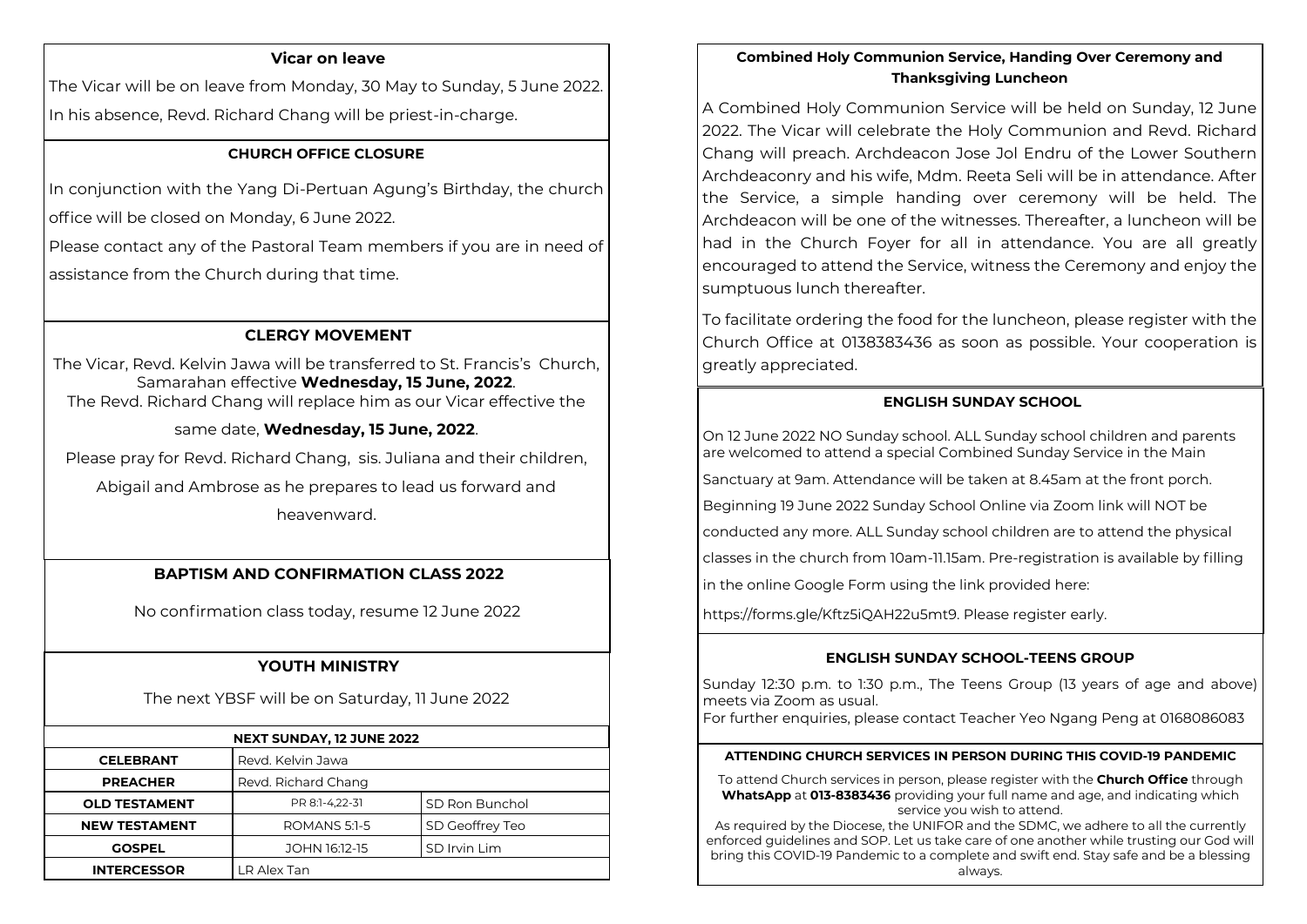## Vicar on leave

The Vicar will be on leave from Monday, 30 May to Sunday, 5 June 2022.

In his absence, Revd. Richard Chang will be priest-in-charge.

## CHURCH OFFICE CLOSURE

In conjunction with the Yang Di-Pertuan Agung's Birthday, the church office will be closed on Monday, 6 June 2022.

Please contact any of the Pastoral Team members if you are in need of assistance from the Church during that time.

## CLERGY MOVEMENT

The Vicar, Revd. Kelvin Jawa will be transferred to St. Francis's Church, Samarahan effective **Wednesday, 15 June, 2022**.

The Revd. Richard Chang will replace him as our Vicar effective the same date, **Wednesday, 15 June, 2022**.

Please pray for Revd. Richard Chang, sis. Juliana and their children, Abigail and Ambrose as he prepares to lead us forward and heavenward.

## BAPTISM AND CONFIRMATION CLASS 2022

No confirmation class today, resume 12 June 2022

## YOUTH MINISTRY

The next YBSF will be on Saturday, 11 June 2022

| NEXT SUNDAY, 12 JUNE 2022 | | |
|---|---|---|
| **CELEBRANT** | Revd. Kelvin Jawa | |
| **PREACHER** | Revd. Richard Chang | |
| **OLD TESTAMENT** | PR 8:1-4,22-31 | SD Ron Bunchol |
| **NEW TESTAMENT** | ROMANS 5:1-5 | SD Geoffrey Teo |
| **GOSPEL** | JOHN 16:12-15 | SD Irvin Lim |
| **INTERCESSOR** | LR Alex Tan | |

## Combined Holy Communion Service, Handing Over Ceremony and Thanksgiving Luncheon

A Combined Holy Communion Service will be held on Sunday, 12 June 2022. The Vicar will celebrate the Holy Communion and Revd. Richard Chang will preach. Archdeacon Jose Jol Endru of the Lower Southern Archdeaconry and his wife, Mdm. Reeta Seli will be in attendance. After the Service, a simple handing over ceremony will be held. The Archdeacon will be one of the witnesses. Thereafter, a luncheon will be had in the Church Foyer for all in attendance. You are all greatly encouraged to attend the Service, witness the Ceremony and enjoy the sumptuous lunch thereafter.

To facilitate ordering the food for the luncheon, please register with the Church Office at 0138383436 as soon as possible. Your cooperation is greatly appreciated.

## ENGLISH SUNDAY SCHOOL

On 12 June 2022 NO Sunday school. ALL Sunday school children and parents are welcomed to attend a special Combined Sunday Service in the Main Sanctuary at 9am. Attendance will be taken at 8.45am at the front porch.

Beginning 19 June 2022 Sunday School Online via Zoom link will NOT be conducted any more. ALL Sunday school children are to attend the physical classes in the church from 10am-11.15am. Pre-registration is available by filling in the online Google Form using the link provided here:

https://forms.gle/Kftz5iQAH22u5mt9. Please register early.

## ENGLISH SUNDAY SCHOOL-TEENS GROUP

Sunday 12:30 p.m. to 1:30 p.m., The Teens Group (13 years of age and above) meets via Zoom as usual.

For further enquiries, please contact Teacher Yeo Ngang Peng at 0168086083

## ATTENDING CHURCH SERVICES IN PERSON DURING THIS COVID-19 PANDEMIC

To attend Church services in person, please register with the **Church Office** through **WhatsApp** at **013-8383436** providing your full name and age, and indicating which service you wish to attend.

As required by the Diocese, the UNIFOR and the SDMC, we adhere to all the currently enforced guidelines and SOP. Let us take care of one another while trusting our God will bring this COVID-19 Pandemic to a complete and swift end. Stay safe and be a blessing always.